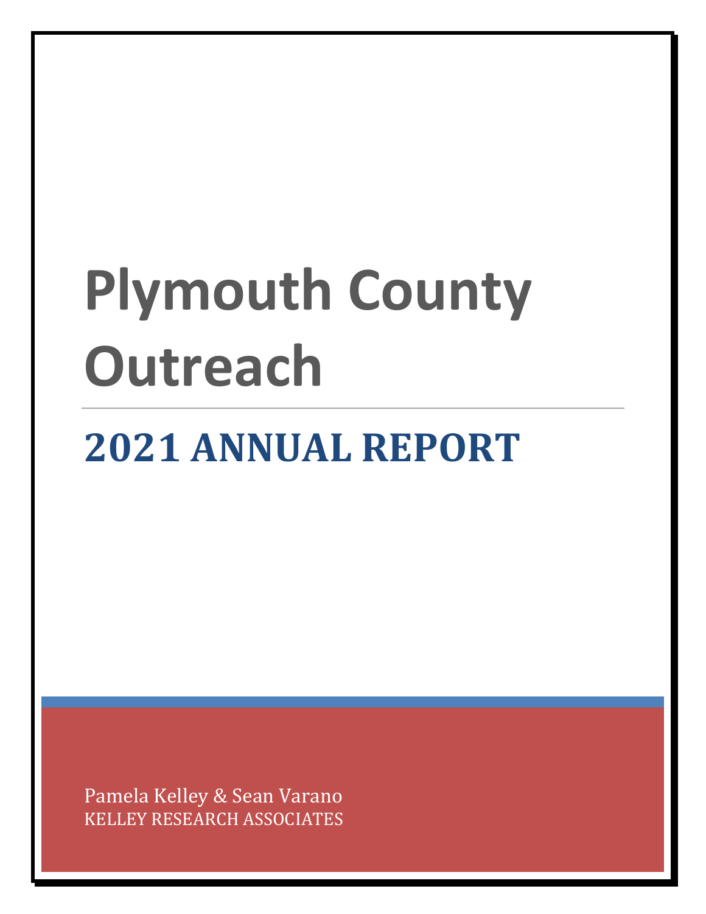# Plymouth County Outreach

## 2021 ANNUAL REPORT

Pamela Kelley & Sean Varano
KELLEY RESEARCH ASSOCIATES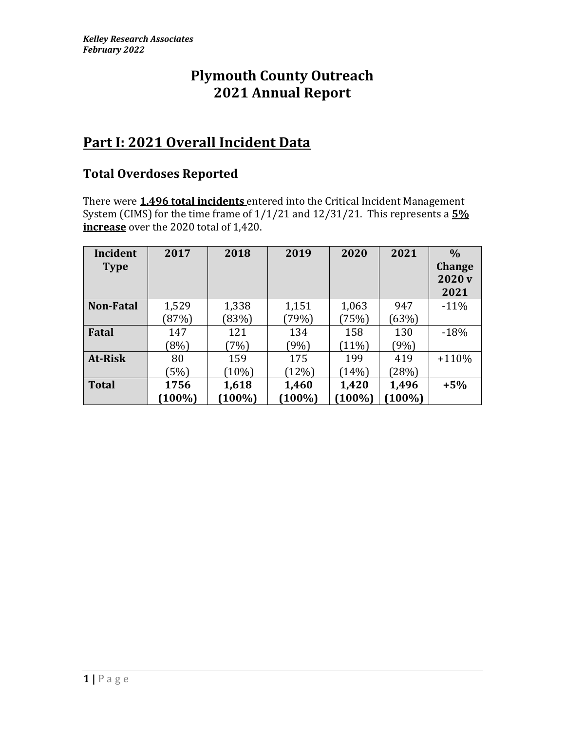# Plymouth County Outreach
# 2021 Annual Report

## Part I: 2021 Overall Incident Data

### Total Overdoses Reported

There were **1,496 total incidents** entered into the Critical Incident Management System (CIMS) for the time frame of 1/1/21 and 12/31/21. This represents a **5% increase** over the 2020 total of 1,420.

| Incident Type | 2017 | 2018 | 2019 | 2020 | 2021 | % Change 2020 v 2021 |
|---|---|---|---|---|---|---|
| **Non-Fatal** | 1,529 (87%) | 1,338 (83%) | 1,151 (79%) | 1,063 (75%) | 947 (63%) | -11% |
| **Fatal** | 147 (8%) | 121 (7%) | 134 (9%) | 158 (11%) | 130 (9%) | -18% |
| **At-Risk** | 80 (5%) | 159 (10%) | 175 (12%) | 199 (14%) | 419 (28%) | +110% |
| **Total** | **1756 (100%)** | **1,618 (100%)** | **1,460 (100%)** | **1,420 (100%)** | **1,496 (100%)** | **+5%** |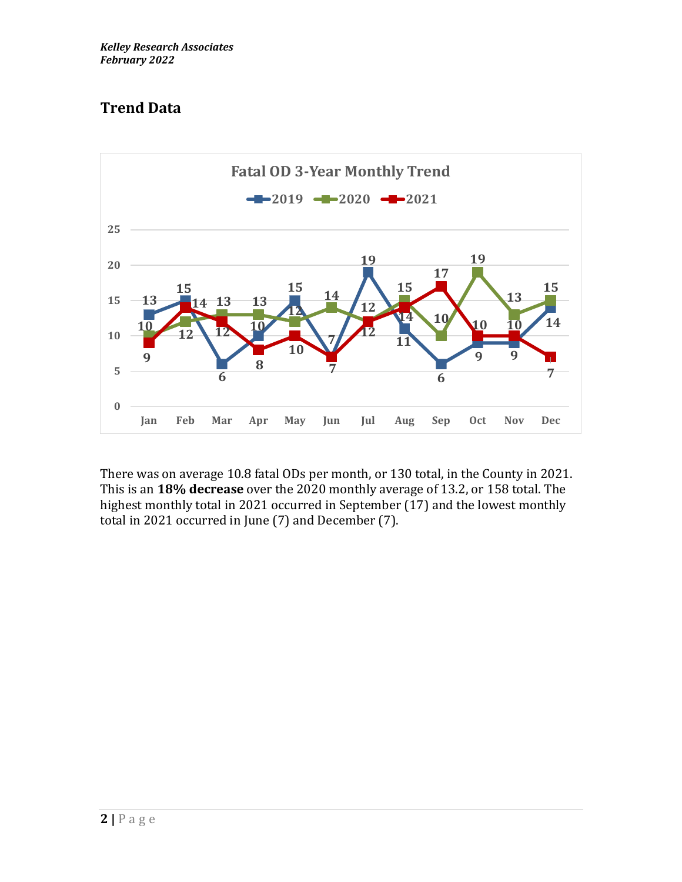## Trend Data

**Fatal OD 3-Year Monthly Trend**

| | Jan | Feb | Mar | Apr | May | Jun | Jul | Aug | Sep | Oct | Nov | Dec |
|---|---|---|---|---|---|---|---|---|---|---|---|---|
| 2019 | 13 | 15 | 6 | 10 | 15 | 7 | 19 | 11 | 6 | 9 | 9 | 14 |
| 2020 | 10 | 12 | 13 | 13 | 12 | 14 | 12 | 15 | 10 | 19 | 13 | 15 |
| 2021 | 9 | 14 | 12 | 8 | 10 | 7 | 12 | 14 | 17 | 10 | 10 | 7 |

There was on average 10.8 fatal ODs per month, or 130 total, in the County in 2021. This is an **18% decrease** over the 2020 monthly average of 13.2, or 158 total. The highest monthly total in 2021 occurred in September (17) and the lowest monthly total in 2021 occurred in June (7) and December (7).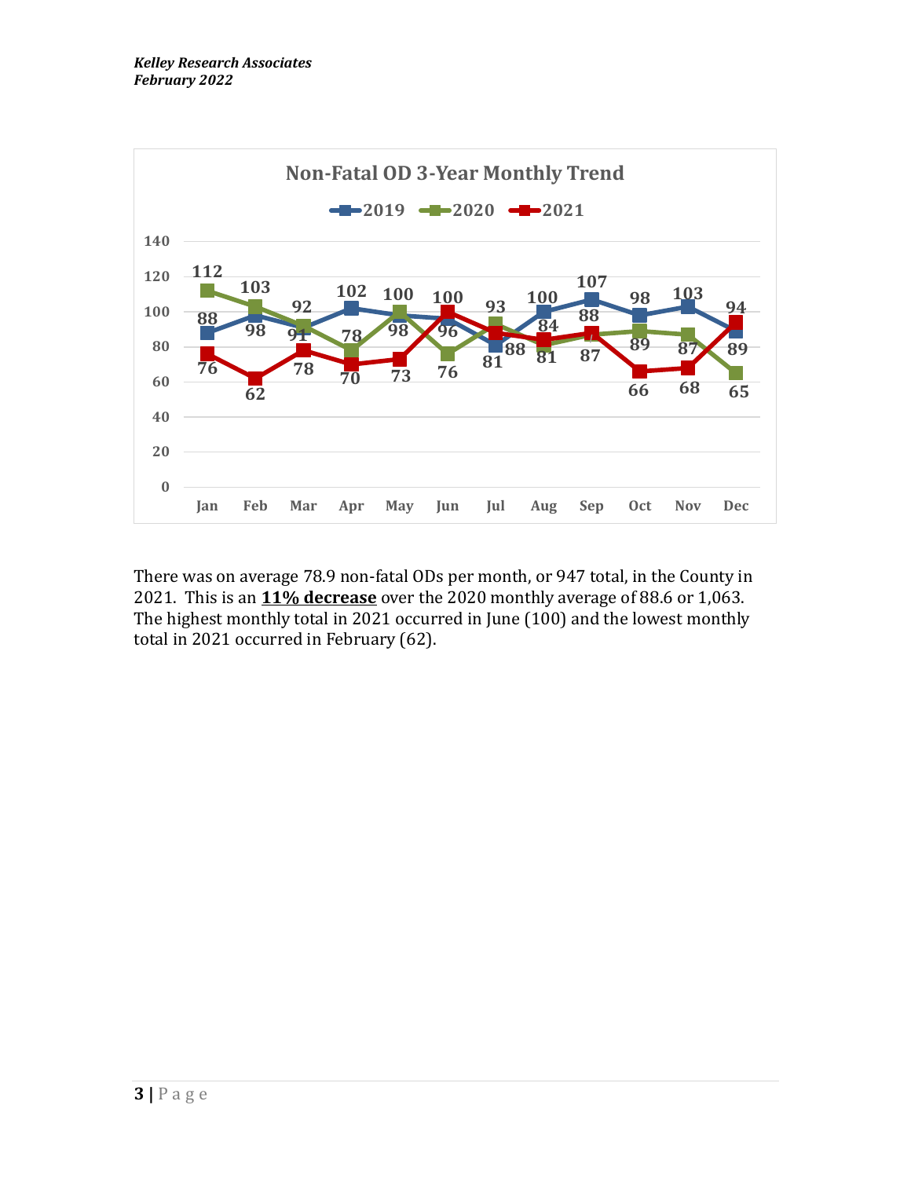**Non-Fatal OD 3-Year Monthly Trend**

| Month | 2019 | 2020 | 2021 |
|---|---|---|---|
| Jan | 88 | 112 | 76 |
| Feb | 98 | 103 | 62 |
| Mar | 91 | 92 | 78 |
| Apr | 102 | 78 | 70 |
| May | 98 | 100 | 73 |
| Jun | 96 | 76 | 100 |
| Jul | 81 | 93 | 88 |
| Aug | 100 | 81 | 84 |
| Sep | 107 | 87 | 88 |
| Oct | 98 | 89 | 66 |
| Nov | 103 | 87 | 68 |
| Dec | 89 | 65 | 94 |

There was on average 78.9 non-fatal ODs per month, or 947 total, in the County in 2021. This is an **11% decrease** over the 2020 monthly average of 88.6 or 1,063. The highest monthly total in 2021 occurred in June (100) and the lowest monthly total in 2021 occurred in February (62).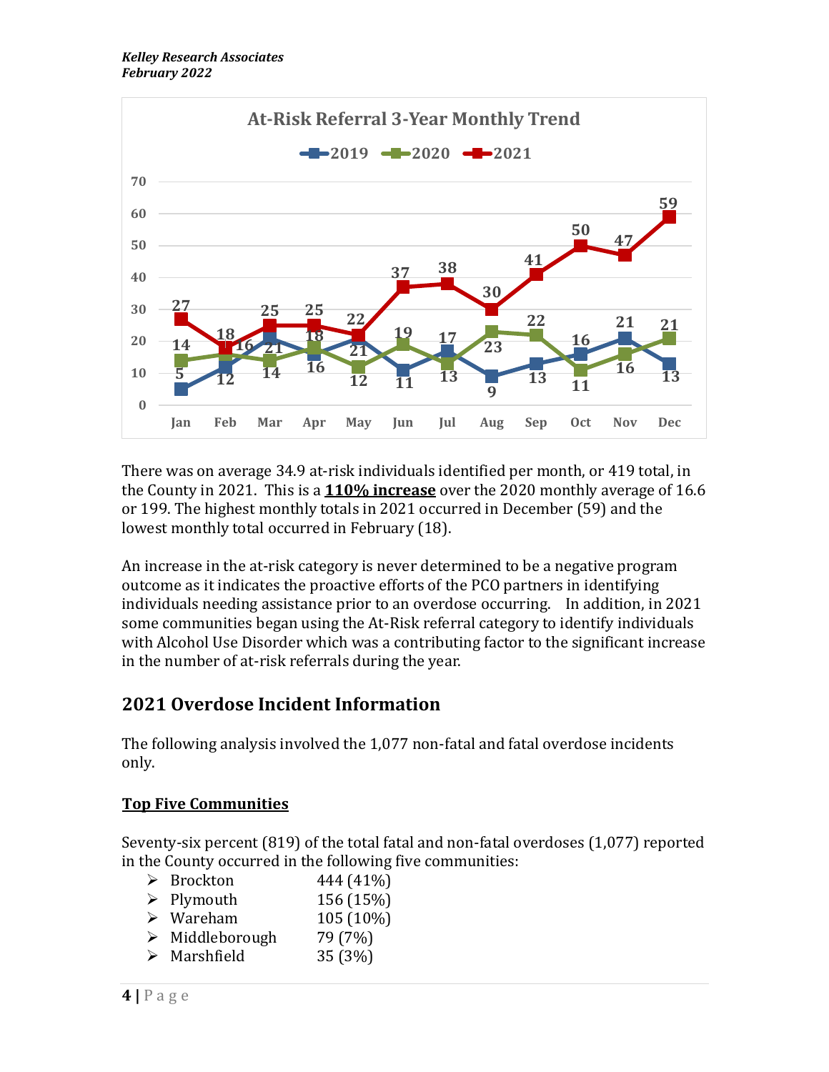*Kelley Research Associates*
*February 2022*

**At-Risk Referral 3-Year Monthly Trend**

| | Jan | Feb | Mar | Apr | May | Jun | Jul | Aug | Sep | Oct | Nov | Dec |
|---|---|---|---|---|---|---|---|---|---|---|---|---|
| 2019 | 5 | 12 | 21 | 16 | 21 | 11 | 17 | 9 | 13 | 16 | 21 | 13 |
| 2020 | 14 | 16 | 14 | 18 | 12 | 19 | 13 | 23 | 22 | 11 | 16 | 21 |
| 2021 | 27 | 18 | 25 | 25 | 22 | 37 | 38 | 30 | 41 | 50 | 47 | 59 |

There was on average 34.9 at-risk individuals identified per month, or 419 total, in the County in 2021. This is a **<u>110% increase</u>** over the 2020 monthly average of 16.6 or 199. The highest monthly totals in 2021 occurred in December (59) and the lowest monthly total occurred in February (18).

An increase in the at-risk category is never determined to be a negative program outcome as it indicates the proactive efforts of the PCO partners in identifying individuals needing assistance prior to an overdose occurring. In addition, in 2021 some communities began using the At-Risk referral category to identify individuals with Alcohol Use Disorder which was a contributing factor to the significant increase in the number of at-risk referrals during the year.

## 2021 Overdose Incident Information

The following analysis involved the 1,077 non-fatal and fatal overdose incidents only.

### <u>Top Five Communities</u>

Seventy-six percent (819) of the total fatal and non-fatal overdoses (1,077) reported in the County occurred in the following five communities:

- Brockton 444 (41%)
- Plymouth 156 (15%)
- Wareham 105 (10%)
- Middleborough 79 (7%)
- Marshfield 35 (3%)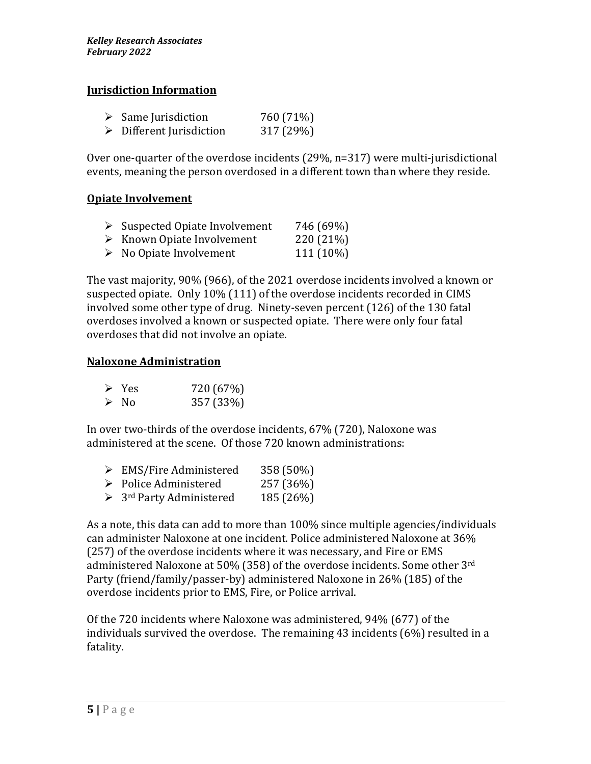## Jurisdiction Information

- Same Jurisdiction 760 (71%)
- Different Jurisdiction 317 (29%)

Over one-quarter of the overdose incidents (29%, n=317) were multi-jurisdictional events, meaning the person overdosed in a different town than where they reside.

## Opiate Involvement

- Suspected Opiate Involvement 746 (69%)
- Known Opiate Involvement 220 (21%)
- No Opiate Involvement 111 (10%)

The vast majority, 90% (966), of the 2021 overdose incidents involved a known or suspected opiate. Only 10% (111) of the overdose incidents recorded in CIMS involved some other type of drug. Ninety-seven percent (126) of the 130 fatal overdoses involved a known or suspected opiate. There were only four fatal overdoses that did not involve an opiate.

## Naloxone Administration

- Yes 720 (67%)
- No 357 (33%)

In over two-thirds of the overdose incidents, 67% (720), Naloxone was administered at the scene. Of those 720 known administrations:

- EMS/Fire Administered 358 (50%)
- Police Administered 257 (36%)
- 3rd Party Administered 185 (26%)

As a note, this data can add to more than 100% since multiple agencies/individuals can administer Naloxone at one incident. Police administered Naloxone at 36% (257) of the overdose incidents where it was necessary, and Fire or EMS administered Naloxone at 50% (358) of the overdose incidents. Some other 3rd Party (friend/family/passer-by) administered Naloxone in 26% (185) of the overdose incidents prior to EMS, Fire, or Police arrival.

Of the 720 incidents where Naloxone was administered, 94% (677) of the individuals survived the overdose. The remaining 43 incidents (6%) resulted in a fatality.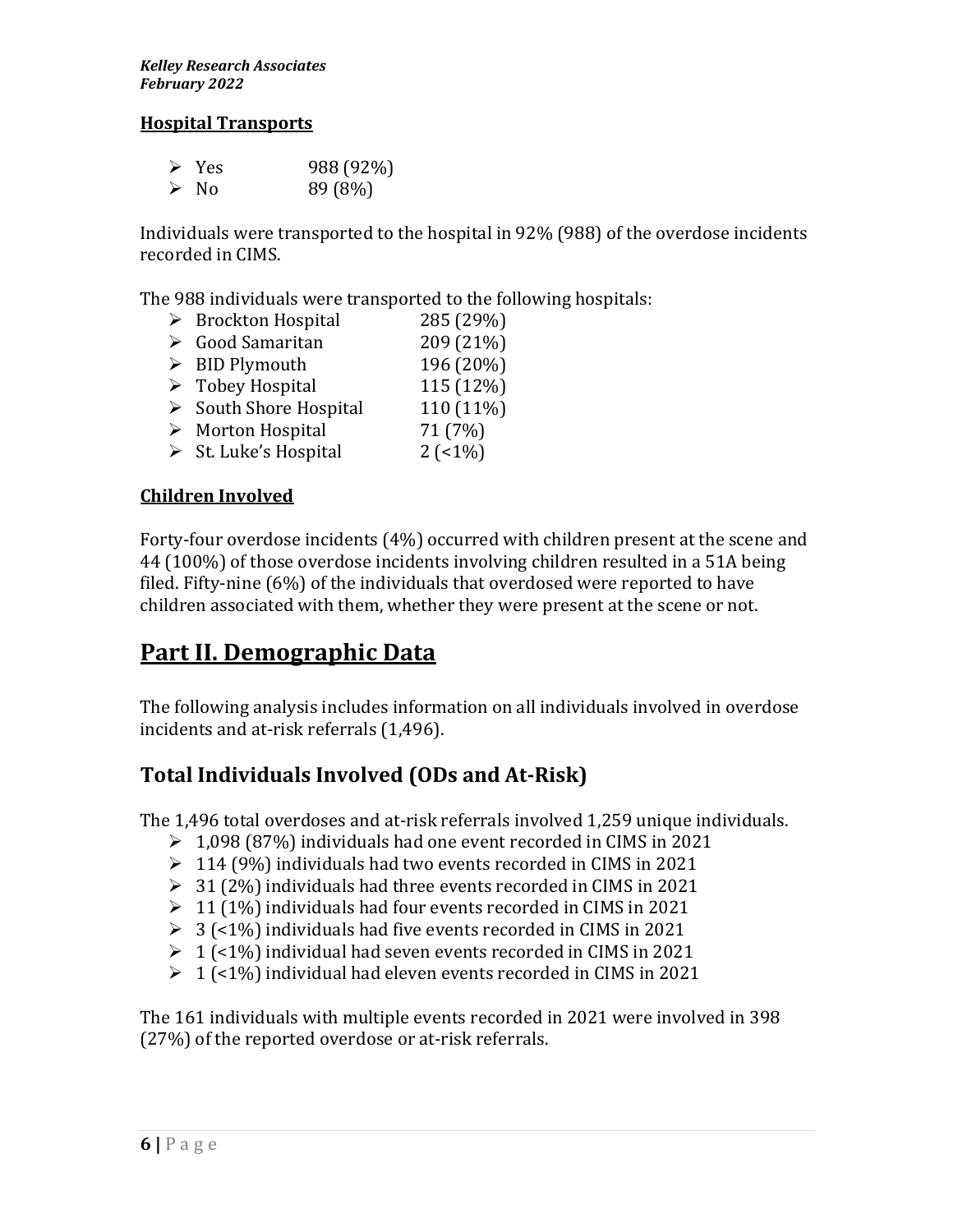#### **Hospital Transports**

- Yes 988 (92%)
- No 89 (8%)

Individuals were transported to the hospital in 92% (988) of the overdose incidents recorded in CIMS.

The 988 individuals were transported to the following hospitals:

- Brockton Hospital 285 (29%)
- Good Samaritan 209 (21%)
- BID Plymouth 196 (20%)
- Tobey Hospital 115 (12%)
- South Shore Hospital 110 (11%)
- Morton Hospital 71 (7%)
- St. Luke's Hospital 2 (<1%)

#### **Children Involved**

Forty-four overdose incidents (4%) occurred with children present at the scene and 44 (100%) of those overdose incidents involving children resulted in a 51A being filed. Fifty-nine (6%) of the individuals that overdosed were reported to have children associated with them, whether they were present at the scene or not.

# **Part II. Demographic Data**

The following analysis includes information on all individuals involved in overdose incidents and at-risk referrals (1,496).

## **Total Individuals Involved (ODs and At-Risk)**

The 1,496 total overdoses and at-risk referrals involved 1,259 unique individuals.

- 1,098 (87%) individuals had one event recorded in CIMS in 2021
- 114 (9%) individuals had two events recorded in CIMS in 2021
- 31 (2%) individuals had three events recorded in CIMS in 2021
- 11 (1%) individuals had four events recorded in CIMS in 2021
- 3 (<1%) individuals had five events recorded in CIMS in 2021
- 1 (<1%) individual had seven events recorded in CIMS in 2021
- 1 (<1%) individual had eleven events recorded in CIMS in 2021

The 161 individuals with multiple events recorded in 2021 were involved in 398 (27%) of the reported overdose or at-risk referrals.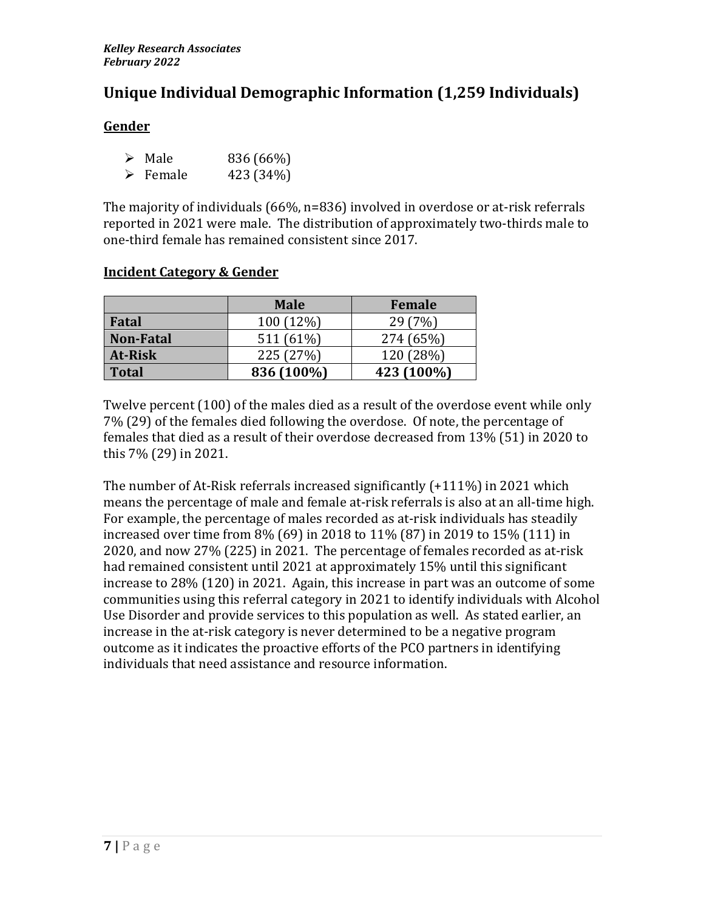## Unique Individual Demographic Information (1,259 Individuals)

### Gender

- Male 836 (66%)
- Female 423 (34%)

The majority of individuals (66%, n=836) involved in overdose or at-risk referrals reported in 2021 were male. The distribution of approximately two-thirds male to one-third female has remained consistent since 2017.

### Incident Category & Gender

| | Male | Female |
|---|---|---|
| **Fatal** | 100 (12%) | 29 (7%) |
| **Non-Fatal** | 511 (61%) | 274 (65%) |
| **At-Risk** | 225 (27%) | 120 (28%) |
| **Total** | **836 (100%)** | **423 (100%)** |

Twelve percent (100) of the males died as a result of the overdose event while only 7% (29) of the females died following the overdose. Of note, the percentage of females that died as a result of their overdose decreased from 13% (51) in 2020 to this 7% (29) in 2021.

The number of At-Risk referrals increased significantly (+111%) in 2021 which means the percentage of male and female at-risk referrals is also at an all-time high. For example, the percentage of males recorded as at-risk individuals has steadily increased over time from 8% (69) in 2018 to 11% (87) in 2019 to 15% (111) in 2020, and now 27% (225) in 2021. The percentage of females recorded as at-risk had remained consistent until 2021 at approximately 15% until this significant increase to 28% (120) in 2021. Again, this increase in part was an outcome of some communities using this referral category in 2021 to identify individuals with Alcohol Use Disorder and provide services to this population as well. As stated earlier, an increase in the at-risk category is never determined to be a negative program outcome as it indicates the proactive efforts of the PCO partners in identifying individuals that need assistance and resource information.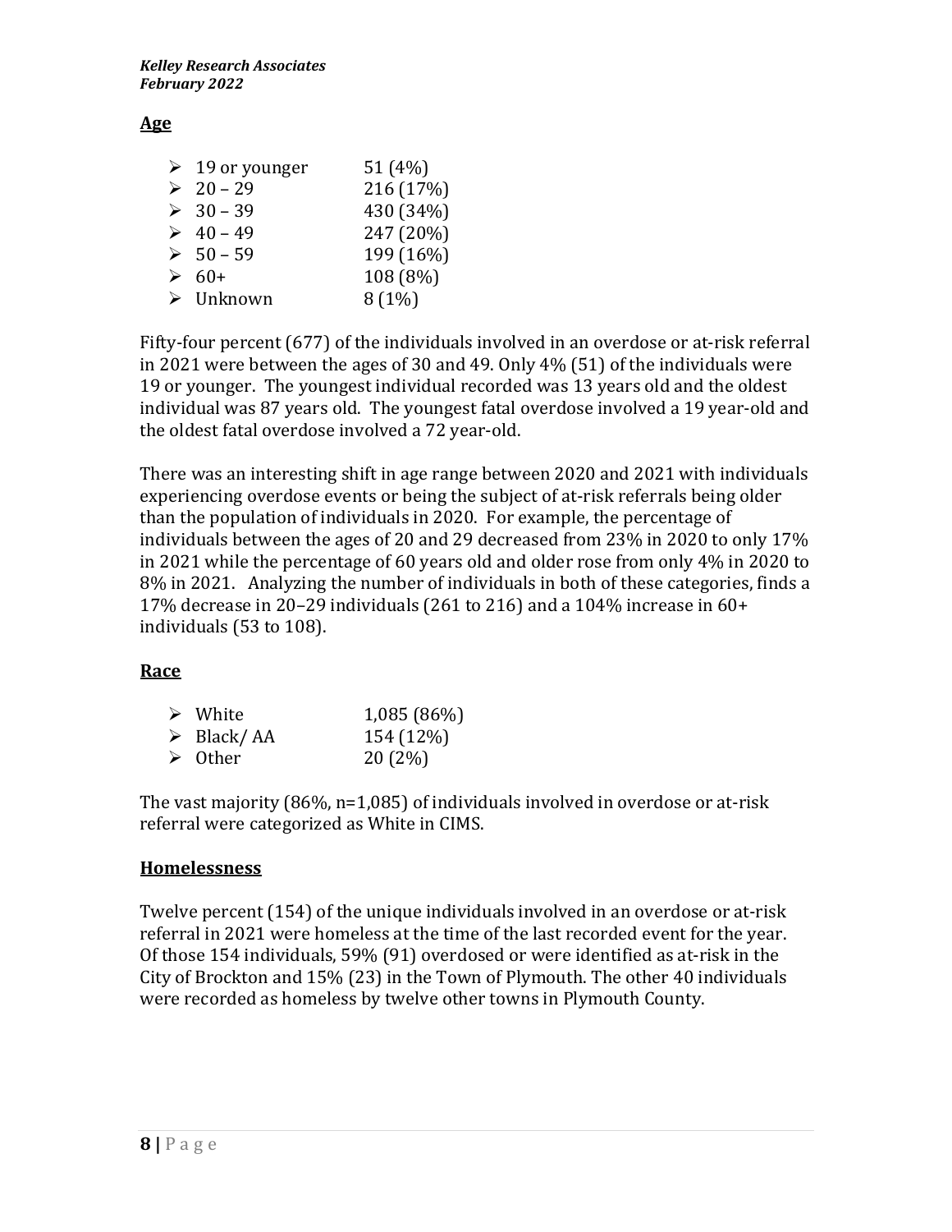## Age

- 19 or younger 51 (4%)
- 20 – 29 216 (17%)
- 30 – 39 430 (34%)
- 40 – 49 247 (20%)
- 50 – 59 199 (16%)
- 60+ 108 (8%)
- Unknown 8 (1%)

Fifty-four percent (677) of the individuals involved in an overdose or at-risk referral in 2021 were between the ages of 30 and 49. Only 4% (51) of the individuals were 19 or younger. The youngest individual recorded was 13 years old and the oldest individual was 87 years old. The youngest fatal overdose involved a 19 year-old and the oldest fatal overdose involved a 72 year-old.

There was an interesting shift in age range between 2020 and 2021 with individuals experiencing overdose events or being the subject of at-risk referrals being older than the population of individuals in 2020. For example, the percentage of individuals between the ages of 20 and 29 decreased from 23% in 2020 to only 17% in 2021 while the percentage of 60 years old and older rose from only 4% in 2020 to 8% in 2021. Analyzing the number of individuals in both of these categories, finds a 17% decrease in 20–29 individuals (261 to 216) and a 104% increase in 60+ individuals (53 to 108).

## Race

- White 1,085 (86%)
- Black/ AA 154 (12%)
- Other 20 (2%)

The vast majority (86%, n=1,085) of individuals involved in overdose or at-risk referral were categorized as White in CIMS.

## Homelessness

Twelve percent (154) of the unique individuals involved in an overdose or at-risk referral in 2021 were homeless at the time of the last recorded event for the year. Of those 154 individuals, 59% (91) overdosed or were identified as at-risk in the City of Brockton and 15% (23) in the Town of Plymouth. The other 40 individuals were recorded as homeless by twelve other towns in Plymouth County.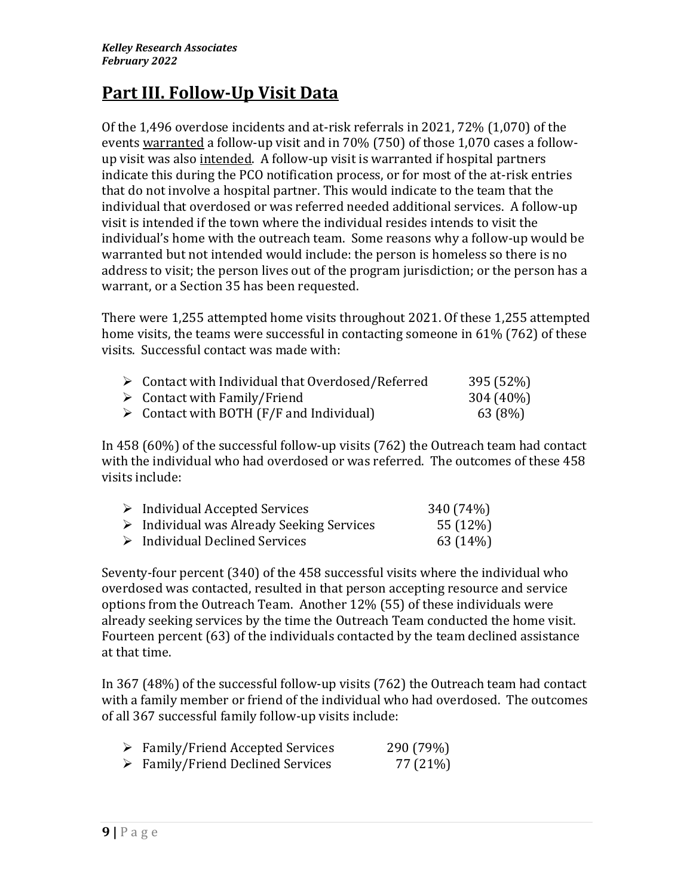## Part III. Follow-Up Visit Data

Of the 1,496 overdose incidents and at-risk referrals in 2021, 72% (1,070) of the events warranted a follow-up visit and in 70% (750) of those 1,070 cases a follow-up visit was also intended. A follow-up visit is warranted if hospital partners indicate this during the PCO notification process, or for most of the at-risk entries that do not involve a hospital partner. This would indicate to the team that the individual that overdosed or was referred needed additional services. A follow-up visit is intended if the town where the individual resides intends to visit the individual's home with the outreach team. Some reasons why a follow-up would be warranted but not intended would include: the person is homeless so there is no address to visit; the person lives out of the program jurisdiction; or the person has a warrant, or a Section 35 has been requested.

There were 1,255 attempted home visits throughout 2021. Of these 1,255 attempted home visits, the teams were successful in contacting someone in 61% (762) of these visits. Successful contact was made with:

- Contact with Individual that Overdosed/Referred 395 (52%)
- Contact with Family/Friend 304 (40%)
- Contact with BOTH (F/F and Individual) 63 (8%)

In 458 (60%) of the successful follow-up visits (762) the Outreach team had contact with the individual who had overdosed or was referred. The outcomes of these 458 visits include:

- Individual Accepted Services 340 (74%)
- Individual was Already Seeking Services 55 (12%)
- Individual Declined Services 63 (14%)

Seventy-four percent (340) of the 458 successful visits where the individual who overdosed was contacted, resulted in that person accepting resource and service options from the Outreach Team. Another 12% (55) of these individuals were already seeking services by the time the Outreach Team conducted the home visit. Fourteen percent (63) of the individuals contacted by the team declined assistance at that time.

In 367 (48%) of the successful follow-up visits (762) the Outreach team had contact with a family member or friend of the individual who had overdosed. The outcomes of all 367 successful family follow-up visits include:

- Family/Friend Accepted Services 290 (79%)
- Family/Friend Declined Services 77 (21%)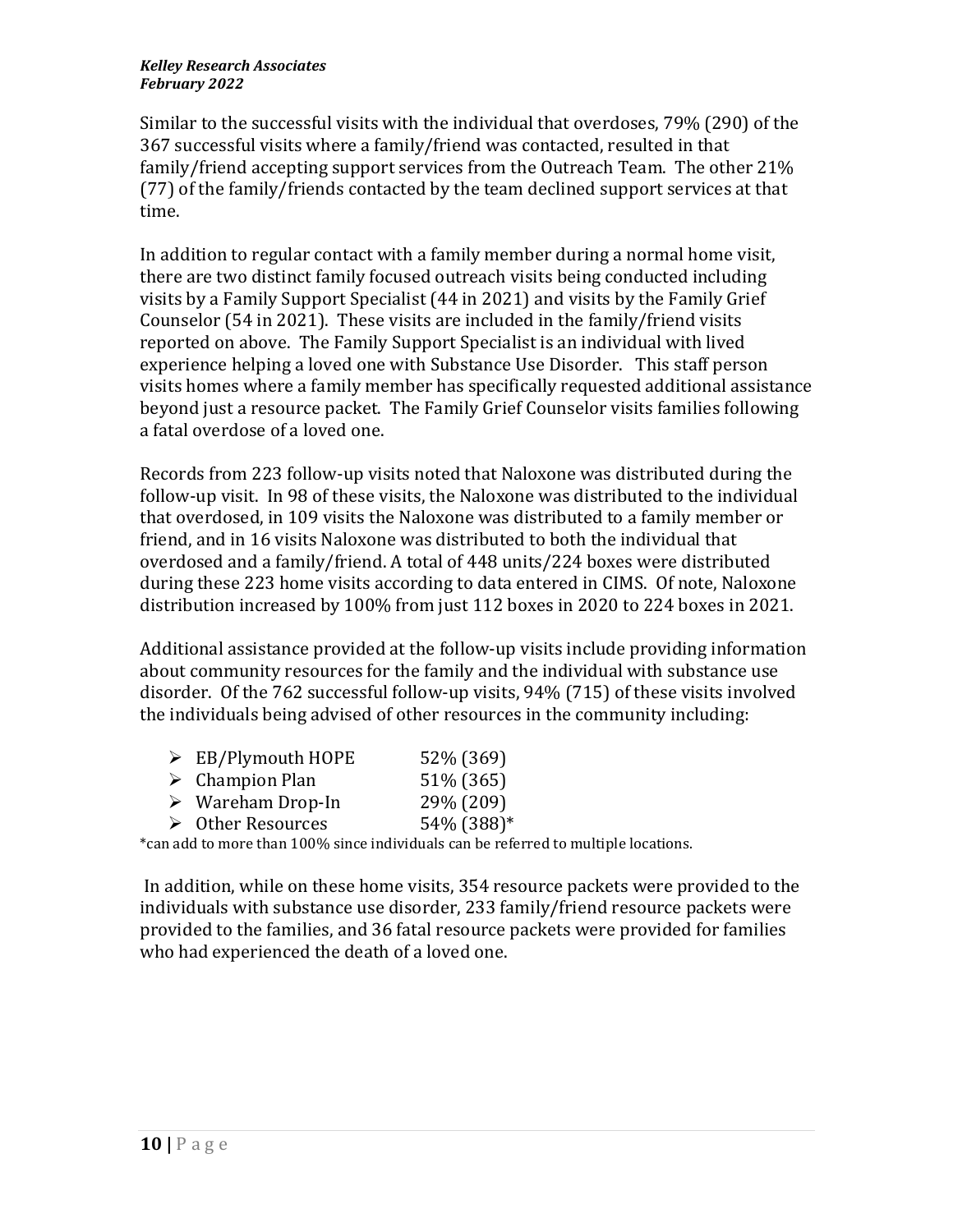Similar to the successful visits with the individual that overdoses, 79% (290) of the 367 successful visits where a family/friend was contacted, resulted in that family/friend accepting support services from the Outreach Team. The other 21% (77) of the family/friends contacted by the team declined support services at that time.

In addition to regular contact with a family member during a normal home visit, there are two distinct family focused outreach visits being conducted including visits by a Family Support Specialist (44 in 2021) and visits by the Family Grief Counselor (54 in 2021). These visits are included in the family/friend visits reported on above. The Family Support Specialist is an individual with lived experience helping a loved one with Substance Use Disorder. This staff person visits homes where a family member has specifically requested additional assistance beyond just a resource packet. The Family Grief Counselor visits families following a fatal overdose of a loved one.

Records from 223 follow-up visits noted that Naloxone was distributed during the follow-up visit. In 98 of these visits, the Naloxone was distributed to the individual that overdosed, in 109 visits the Naloxone was distributed to a family member or friend, and in 16 visits Naloxone was distributed to both the individual that overdosed and a family/friend. A total of 448 units/224 boxes were distributed during these 223 home visits according to data entered in CIMS. Of note, Naloxone distribution increased by 100% from just 112 boxes in 2020 to 224 boxes in 2021.

Additional assistance provided at the follow-up visits include providing information about community resources for the family and the individual with substance use disorder. Of the 762 successful follow-up visits, 94% (715) of these visits involved the individuals being advised of other resources in the community including:

- EB/Plymouth HOPE 52% (369)
- Champion Plan 51% (365)
- Wareham Drop-In 29% (209)
- Other Resources 54% (388)*

*can add to more than 100% since individuals can be referred to multiple locations.

In addition, while on these home visits, 354 resource packets were provided to the individuals with substance use disorder, 233 family/friend resource packets were provided to the families, and 36 fatal resource packets were provided for families who had experienced the death of a loved one.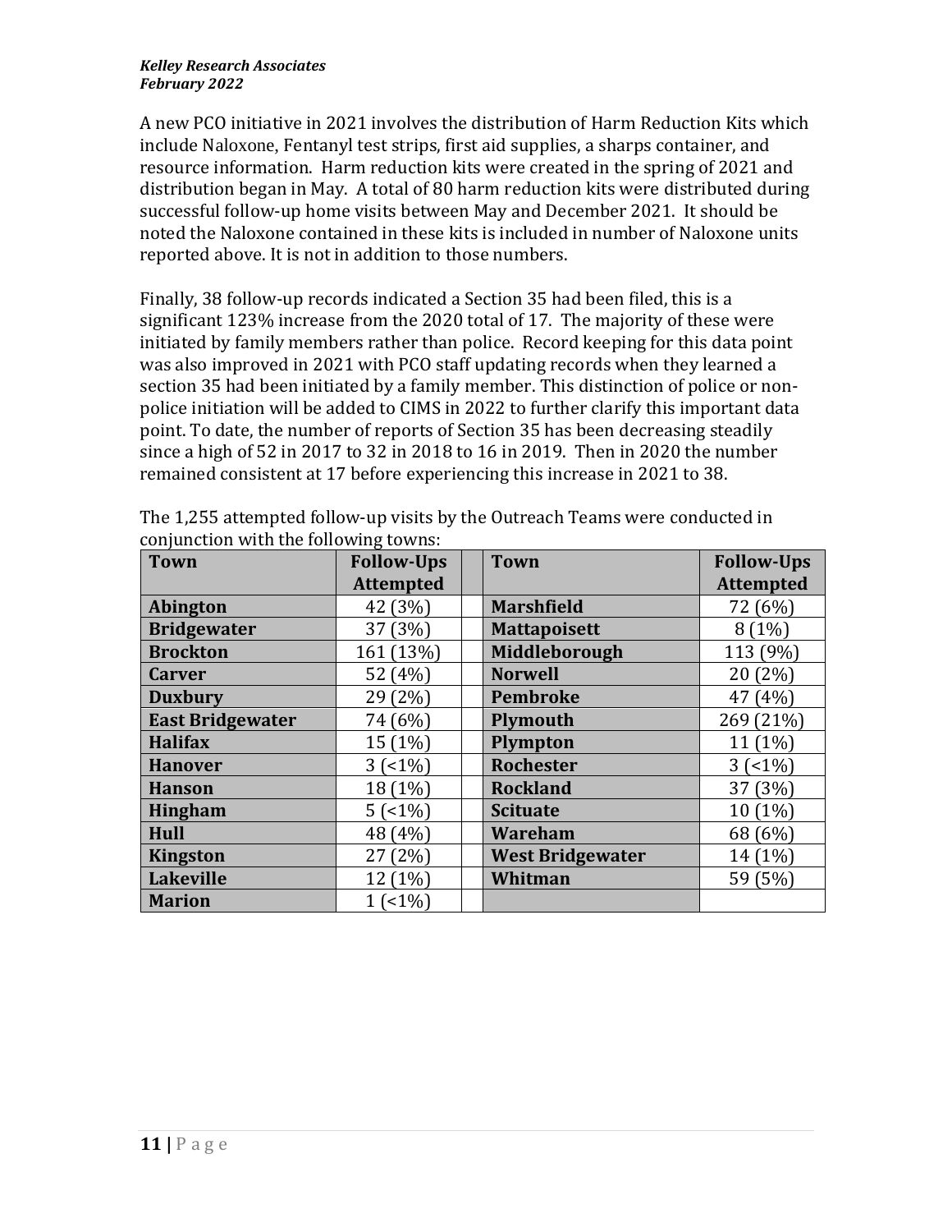A new PCO initiative in 2021 involves the distribution of Harm Reduction Kits which include Naloxone, Fentanyl test strips, first aid supplies, a sharps container, and resource information. Harm reduction kits were created in the spring of 2021 and distribution began in May. A total of 80 harm reduction kits were distributed during successful follow-up home visits between May and December 2021. It should be noted the Naloxone contained in these kits is included in number of Naloxone units reported above. It is not in addition to those numbers.

Finally, 38 follow-up records indicated a Section 35 had been filed, this is a significant 123% increase from the 2020 total of 17. The majority of these were initiated by family members rather than police. Record keeping for this data point was also improved in 2021 with PCO staff updating records when they learned a section 35 had been initiated by a family member. This distinction of police or non-police initiation will be added to CIMS in 2022 to further clarify this important data point. To date, the number of reports of Section 35 has been decreasing steadily since a high of 52 in 2017 to 32 in 2018 to 16 in 2019. Then in 2020 the number remained consistent at 17 before experiencing this increase in 2021 to 38.

The 1,255 attempted follow-up visits by the Outreach Teams were conducted in conjunction with the following towns:

| Town | Follow-Ups Attempted | | Town | Follow-Ups Attempted |
|---|---|---|---|---|
| **Abington** | 42 (3%) | | **Marshfield** | 72 (6%) |
| **Bridgewater** | 37 (3%) | | **Mattapoisett** | 8 (1%) |
| **Brockton** | 161 (13%) | | **Middleborough** | 113 (9%) |
| **Carver** | 52 (4%) | | **Norwell** | 20 (2%) |
| **Duxbury** | 29 (2%) | | **Pembroke** | 47 (4%) |
| **East Bridgewater** | 74 (6%) | | **Plymouth** | 269 (21%) |
| **Halifax** | 15 (1%) | | **Plympton** | 11 (1%) |
| **Hanover** | 3 (<1%) | | **Rochester** | 3 (<1%) |
| **Hanson** | 18 (1%) | | **Rockland** | 37 (3%) |
| **Hingham** | 5 (<1%) | | **Scituate** | 10 (1%) |
| **Hull** | 48 (4%) | | **Wareham** | 68 (6%) |
| **Kingston** | 27 (2%) | | **West Bridgewater** | 14 (1%) |
| **Lakeville** | 12 (1%) | | **Whitman** | 59 (5%) |
| **Marion** | 1 (<1%) | | | |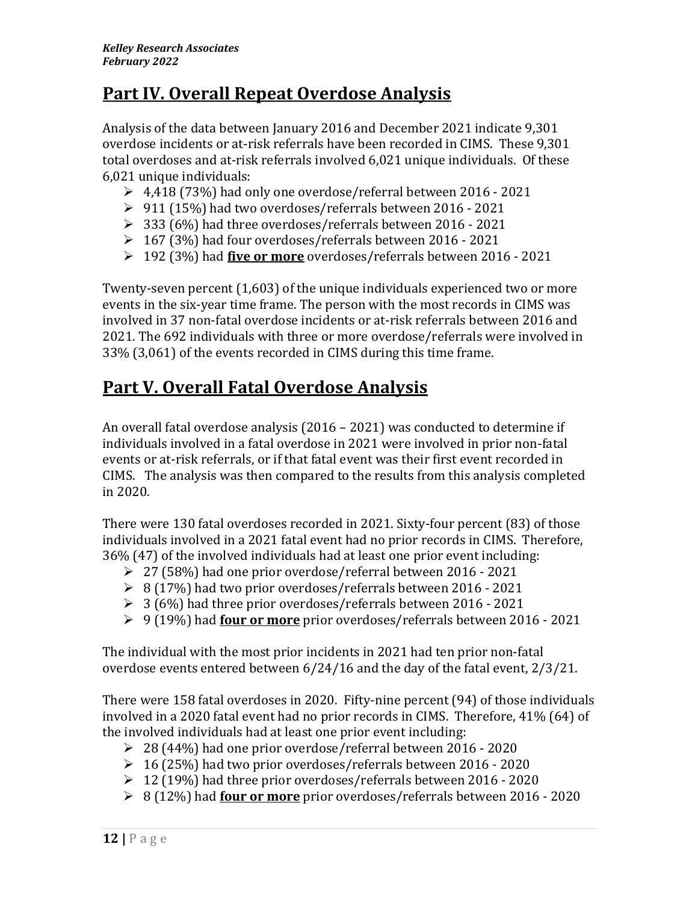## Part IV. Overall Repeat Overdose Analysis

Analysis of the data between January 2016 and December 2021 indicate 9,301 overdose incidents or at-risk referrals have been recorded in CIMS. These 9,301 total overdoses and at-risk referrals involved 6,021 unique individuals. Of these 6,021 unique individuals:

- 4,418 (73%) had only one overdose/referral between 2016 - 2021
- 911 (15%) had two overdoses/referrals between 2016 - 2021
- 333 (6%) had three overdoses/referrals between 2016 - 2021
- 167 (3%) had four overdoses/referrals between 2016 - 2021
- 192 (3%) had **five or more** overdoses/referrals between 2016 - 2021

Twenty-seven percent (1,603) of the unique individuals experienced two or more events in the six-year time frame. The person with the most records in CIMS was involved in 37 non-fatal overdose incidents or at-risk referrals between 2016 and 2021. The 692 individuals with three or more overdose/referrals were involved in 33% (3,061) of the events recorded in CIMS during this time frame.

## Part V. Overall Fatal Overdose Analysis

An overall fatal overdose analysis (2016 – 2021) was conducted to determine if individuals involved in a fatal overdose in 2021 were involved in prior non-fatal events or at-risk referrals, or if that fatal event was their first event recorded in CIMS. The analysis was then compared to the results from this analysis completed in 2020.

There were 130 fatal overdoses recorded in 2021. Sixty-four percent (83) of those individuals involved in a 2021 fatal event had no prior records in CIMS. Therefore, 36% (47) of the involved individuals had at least one prior event including:

- 27 (58%) had one prior overdose/referral between 2016 - 2021
- 8 (17%) had two prior overdoses/referrals between 2016 - 2021
- 3 (6%) had three prior overdoses/referrals between 2016 - 2021
- 9 (19%) had **four or more** prior overdoses/referrals between 2016 - 2021

The individual with the most prior incidents in 2021 had ten prior non-fatal overdose events entered between 6/24/16 and the day of the fatal event, 2/3/21.

There were 158 fatal overdoses in 2020. Fifty-nine percent (94) of those individuals involved in a 2020 fatal event had no prior records in CIMS. Therefore, 41% (64) of the involved individuals had at least one prior event including:

- 28 (44%) had one prior overdose/referral between 2016 - 2020
- 16 (25%) had two prior overdoses/referrals between 2016 - 2020
- 12 (19%) had three prior overdoses/referrals between 2016 - 2020
- 8 (12%) had **four or more** prior overdoses/referrals between 2016 - 2020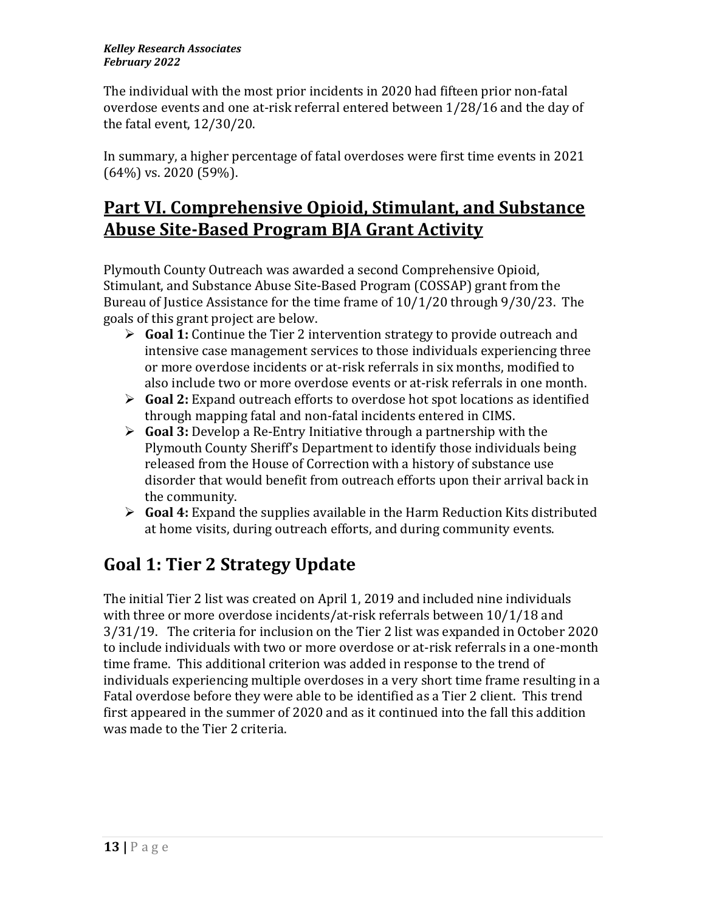The individual with the most prior incidents in 2020 had fifteen prior non-fatal overdose events and one at-risk referral entered between 1/28/16 and the day of the fatal event, 12/30/20.

In summary, a higher percentage of fatal overdoses were first time events in 2021 (64%) vs. 2020 (59%).

# Part VI. Comprehensive Opioid, Stimulant, and Substance Abuse Site-Based Program BJA Grant Activity

Plymouth County Outreach was awarded a second Comprehensive Opioid, Stimulant, and Substance Abuse Site-Based Program (COSSAP) grant from the Bureau of Justice Assistance for the time frame of 10/1/20 through 9/30/23. The goals of this grant project are below.

- **Goal 1:** Continue the Tier 2 intervention strategy to provide outreach and intensive case management services to those individuals experiencing three or more overdose incidents or at-risk referrals in six months, modified to also include two or more overdose events or at-risk referrals in one month.
- **Goal 2:** Expand outreach efforts to overdose hot spot locations as identified through mapping fatal and non-fatal incidents entered in CIMS.
- **Goal 3:** Develop a Re-Entry Initiative through a partnership with the Plymouth County Sheriff's Department to identify those individuals being released from the House of Correction with a history of substance use disorder that would benefit from outreach efforts upon their arrival back in the community.
- **Goal 4:** Expand the supplies available in the Harm Reduction Kits distributed at home visits, during outreach efforts, and during community events.

## Goal 1: Tier 2 Strategy Update

The initial Tier 2 list was created on April 1, 2019 and included nine individuals with three or more overdose incidents/at-risk referrals between 10/1/18 and 3/31/19. The criteria for inclusion on the Tier 2 list was expanded in October 2020 to include individuals with two or more overdose or at-risk referrals in a one-month time frame. This additional criterion was added in response to the trend of individuals experiencing multiple overdoses in a very short time frame resulting in a Fatal overdose before they were able to be identified as a Tier 2 client. This trend first appeared in the summer of 2020 and as it continued into the fall this addition was made to the Tier 2 criteria.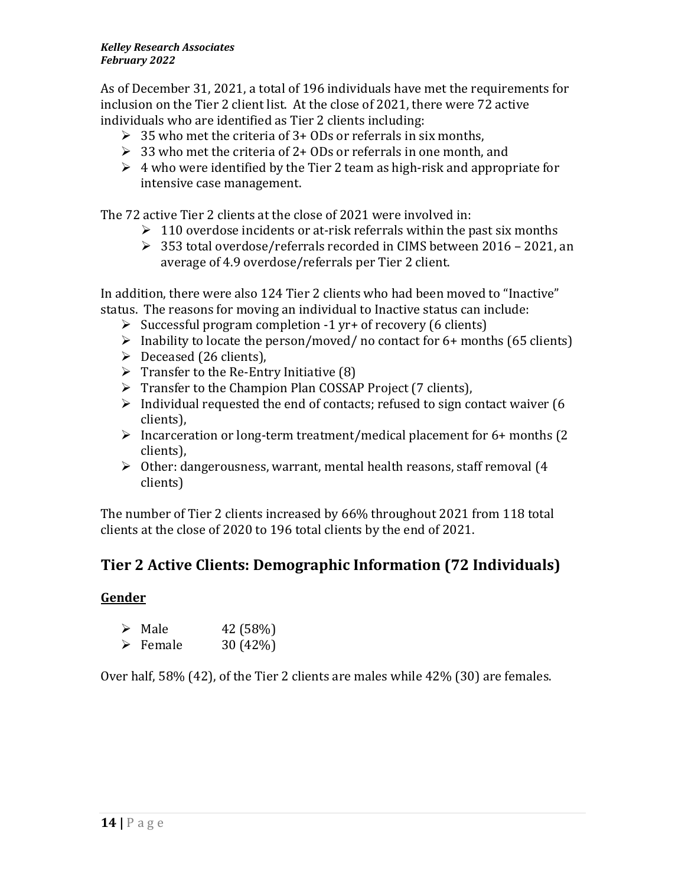As of December 31, 2021, a total of 196 individuals have met the requirements for inclusion on the Tier 2 client list. At the close of 2021, there were 72 active individuals who are identified as Tier 2 clients including:

- 35 who met the criteria of 3+ ODs or referrals in six months,
- 33 who met the criteria of 2+ ODs or referrals in one month, and
- 4 who were identified by the Tier 2 team as high-risk and appropriate for intensive case management.

The 72 active Tier 2 clients at the close of 2021 were involved in:

- 110 overdose incidents or at-risk referrals within the past six months
- 353 total overdose/referrals recorded in CIMS between 2016 – 2021, an average of 4.9 overdose/referrals per Tier 2 client.

In addition, there were also 124 Tier 2 clients who had been moved to "Inactive" status. The reasons for moving an individual to Inactive status can include:

- Successful program completion -1 yr+ of recovery (6 clients)
- Inability to locate the person/moved/ no contact for 6+ months (65 clients)
- Deceased (26 clients),
- Transfer to the Re-Entry Initiative (8)
- Transfer to the Champion Plan COSSAP Project (7 clients),
- Individual requested the end of contacts; refused to sign contact waiver (6 clients),
- Incarceration or long-term treatment/medical placement for 6+ months (2 clients),
- Other: dangerousness, warrant, mental health reasons, staff removal (4 clients)

The number of Tier 2 clients increased by 66% throughout 2021 from 118 total clients at the close of 2020 to 196 total clients by the end of 2021.

## Tier 2 Active Clients: Demographic Information (72 Individuals)

### Gender

- Male 42 (58%)
- Female 30 (42%)

Over half, 58% (42), of the Tier 2 clients are males while 42% (30) are females.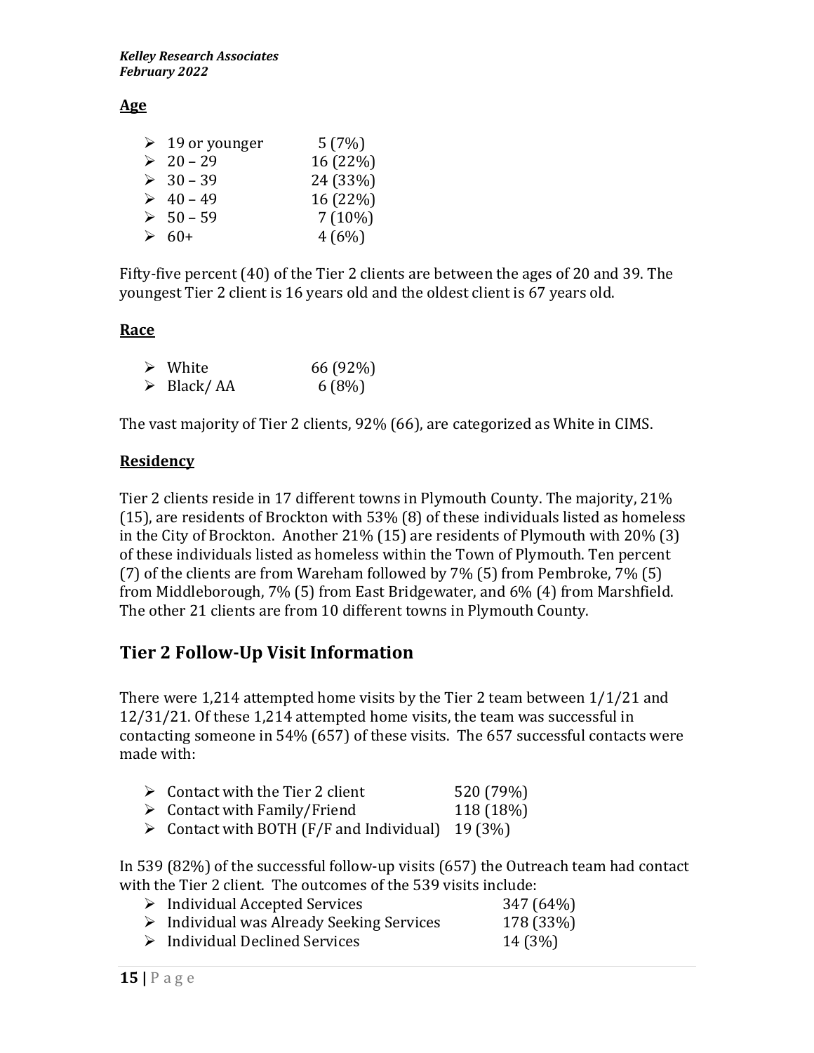**Age**

- 19 or younger 5 (7%)
- 20 – 29 16 (22%)
- 30 – 39 24 (33%)
- 40 – 49 16 (22%)
- 50 – 59 7 (10%)
- 60+ 4 (6%)

Fifty-five percent (40) of the Tier 2 clients are between the ages of 20 and 39. The youngest Tier 2 client is 16 years old and the oldest client is 67 years old.

**Race**

- White 66 (92%)
- Black/ AA 6 (8%)

The vast majority of Tier 2 clients, 92% (66), are categorized as White in CIMS.

**Residency**

Tier 2 clients reside in 17 different towns in Plymouth County. The majority, 21% (15), are residents of Brockton with 53% (8) of these individuals listed as homeless in the City of Brockton. Another 21% (15) are residents of Plymouth with 20% (3) of these individuals listed as homeless within the Town of Plymouth. Ten percent (7) of the clients are from Wareham followed by 7% (5) from Pembroke, 7% (5) from Middleborough, 7% (5) from East Bridgewater, and 6% (4) from Marshfield. The other 21 clients are from 10 different towns in Plymouth County.

## Tier 2 Follow-Up Visit Information

There were 1,214 attempted home visits by the Tier 2 team between 1/1/21 and 12/31/21. Of these 1,214 attempted home visits, the team was successful in contacting someone in 54% (657) of these visits. The 657 successful contacts were made with:

- Contact with the Tier 2 client 520 (79%)
- Contact with Family/Friend 118 (18%)
- Contact with BOTH (F/F and Individual) 19 (3%)

In 539 (82%) of the successful follow-up visits (657) the Outreach team had contact with the Tier 2 client. The outcomes of the 539 visits include:

- Individual Accepted Services 347 (64%)
- Individual was Already Seeking Services 178 (33%)
- Individual Declined Services 14 (3%)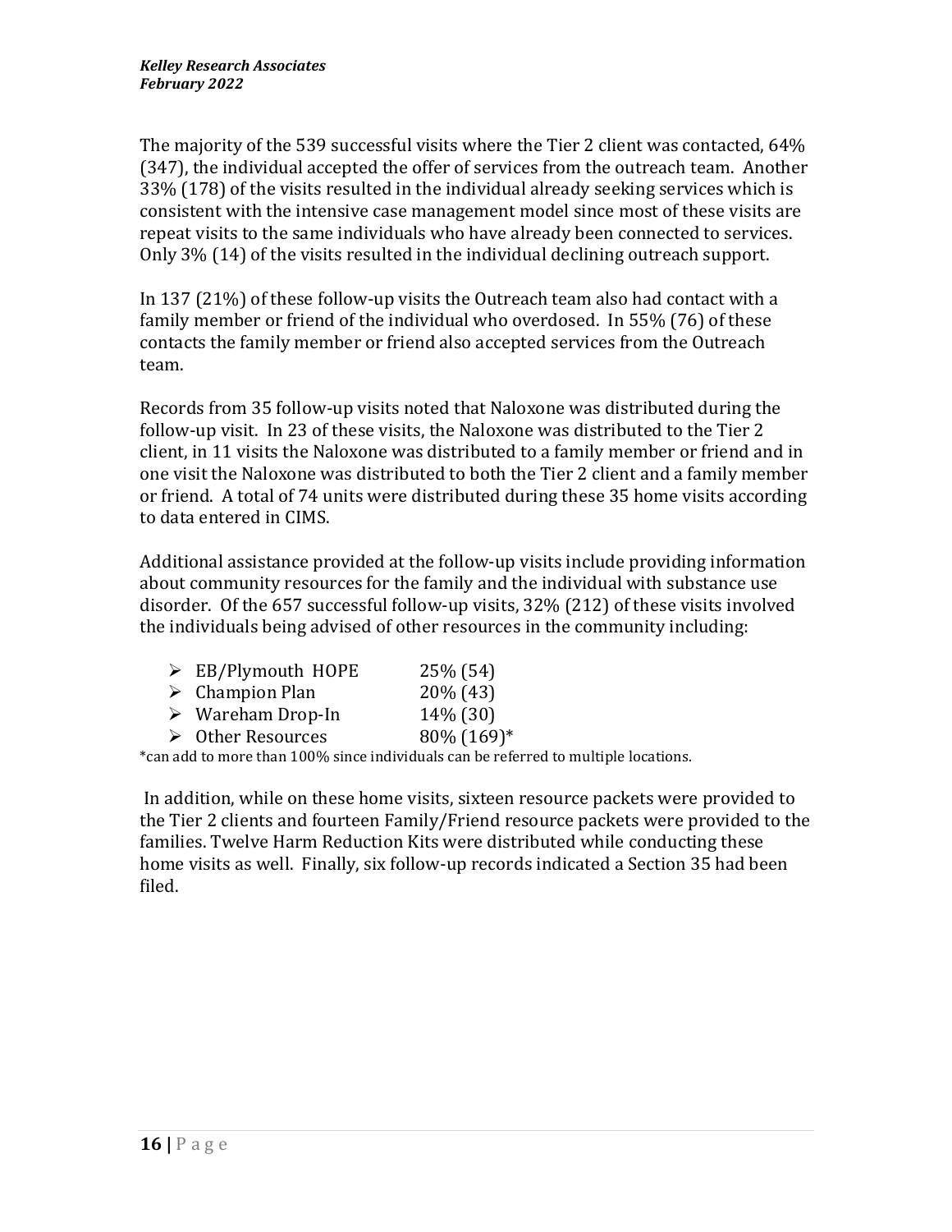The majority of the 539 successful visits where the Tier 2 client was contacted, 64% (347), the individual accepted the offer of services from the outreach team. Another 33% (178) of the visits resulted in the individual already seeking services which is consistent with the intensive case management model since most of these visits are repeat visits to the same individuals who have already been connected to services. Only 3% (14) of the visits resulted in the individual declining outreach support.

In 137 (21%) of these follow-up visits the Outreach team also had contact with a family member or friend of the individual who overdosed. In 55% (76) of these contacts the family member or friend also accepted services from the Outreach team.

Records from 35 follow-up visits noted that Naloxone was distributed during the follow-up visit. In 23 of these visits, the Naloxone was distributed to the Tier 2 client, in 11 visits the Naloxone was distributed to a family member or friend and in one visit the Naloxone was distributed to both the Tier 2 client and a family member or friend. A total of 74 units were distributed during these 35 home visits according to data entered in CIMS.

Additional assistance provided at the follow-up visits include providing information about community resources for the family and the individual with substance use disorder. Of the 657 successful follow-up visits, 32% (212) of these visits involved the individuals being advised of other resources in the community including:

- EB/Plymouth HOPE 25% (54)
- Champion Plan 20% (43)
- Wareham Drop-In 14% (30)
- Other Resources 80% (169)*

*can add to more than 100% since individuals can be referred to multiple locations.

In addition, while on these home visits, sixteen resource packets were provided to the Tier 2 clients and fourteen Family/Friend resource packets were provided to the families. Twelve Harm Reduction Kits were distributed while conducting these home visits as well. Finally, six follow-up records indicated a Section 35 had been filed.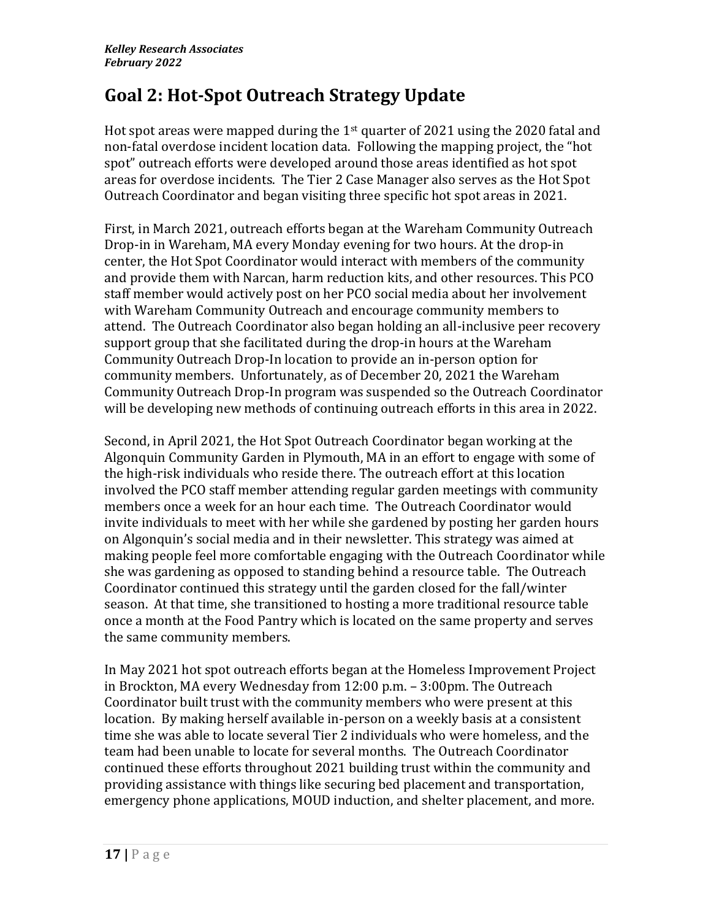# Goal 2: Hot-Spot Outreach Strategy Update

Hot spot areas were mapped during the 1st quarter of 2021 using the 2020 fatal and non-fatal overdose incident location data. Following the mapping project, the "hot spot" outreach efforts were developed around those areas identified as hot spot areas for overdose incidents. The Tier 2 Case Manager also serves as the Hot Spot Outreach Coordinator and began visiting three specific hot spot areas in 2021.

First, in March 2021, outreach efforts began at the Wareham Community Outreach Drop-in in Wareham, MA every Monday evening for two hours. At the drop-in center, the Hot Spot Coordinator would interact with members of the community and provide them with Narcan, harm reduction kits, and other resources. This PCO staff member would actively post on her PCO social media about her involvement with Wareham Community Outreach and encourage community members to attend. The Outreach Coordinator also began holding an all-inclusive peer recovery support group that she facilitated during the drop-in hours at the Wareham Community Outreach Drop-In location to provide an in-person option for community members. Unfortunately, as of December 20, 2021 the Wareham Community Outreach Drop-In program was suspended so the Outreach Coordinator will be developing new methods of continuing outreach efforts in this area in 2022.

Second, in April 2021, the Hot Spot Outreach Coordinator began working at the Algonquin Community Garden in Plymouth, MA in an effort to engage with some of the high-risk individuals who reside there. The outreach effort at this location involved the PCO staff member attending regular garden meetings with community members once a week for an hour each time. The Outreach Coordinator would invite individuals to meet with her while she gardened by posting her garden hours on Algonquin's social media and in their newsletter. This strategy was aimed at making people feel more comfortable engaging with the Outreach Coordinator while she was gardening as opposed to standing behind a resource table. The Outreach Coordinator continued this strategy until the garden closed for the fall/winter season. At that time, she transitioned to hosting a more traditional resource table once a month at the Food Pantry which is located on the same property and serves the same community members.

In May 2021 hot spot outreach efforts began at the Homeless Improvement Project in Brockton, MA every Wednesday from 12:00 p.m. – 3:00pm. The Outreach Coordinator built trust with the community members who were present at this location. By making herself available in-person on a weekly basis at a consistent time she was able to locate several Tier 2 individuals who were homeless, and the team had been unable to locate for several months. The Outreach Coordinator continued these efforts throughout 2021 building trust within the community and providing assistance with things like securing bed placement and transportation, emergency phone applications, MOUD induction, and shelter placement, and more.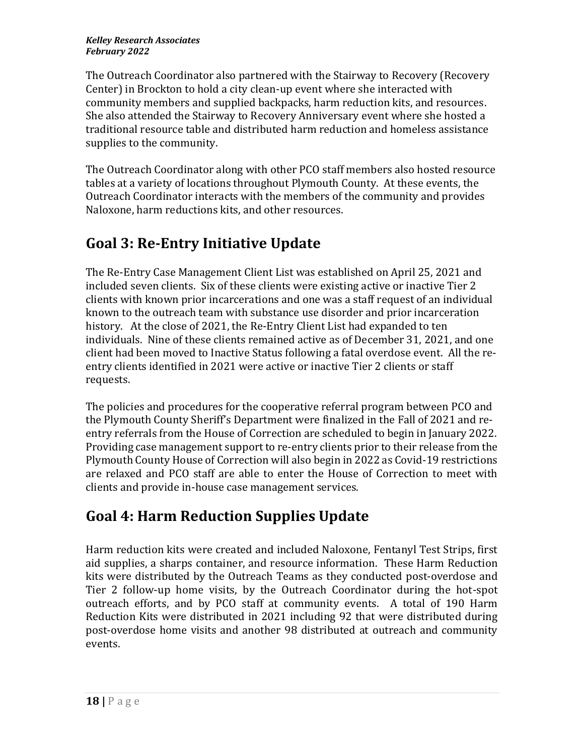The Outreach Coordinator also partnered with the Stairway to Recovery (Recovery Center) in Brockton to hold a city clean-up event where she interacted with community members and supplied backpacks, harm reduction kits, and resources. She also attended the Stairway to Recovery Anniversary event where she hosted a traditional resource table and distributed harm reduction and homeless assistance supplies to the community.

The Outreach Coordinator along with other PCO staff members also hosted resource tables at a variety of locations throughout Plymouth County. At these events, the Outreach Coordinator interacts with the members of the community and provides Naloxone, harm reductions kits, and other resources.

## Goal 3: Re-Entry Initiative Update

The Re-Entry Case Management Client List was established on April 25, 2021 and included seven clients. Six of these clients were existing active or inactive Tier 2 clients with known prior incarcerations and one was a staff request of an individual known to the outreach team with substance use disorder and prior incarceration history. At the close of 2021, the Re-Entry Client List had expanded to ten individuals. Nine of these clients remained active as of December 31, 2021, and one client had been moved to Inactive Status following a fatal overdose event. All the re-entry clients identified in 2021 were active or inactive Tier 2 clients or staff requests.

The policies and procedures for the cooperative referral program between PCO and the Plymouth County Sheriff's Department were finalized in the Fall of 2021 and re-entry referrals from the House of Correction are scheduled to begin in January 2022. Providing case management support to re-entry clients prior to their release from the Plymouth County House of Correction will also begin in 2022 as Covid-19 restrictions are relaxed and PCO staff are able to enter the House of Correction to meet with clients and provide in-house case management services.

## Goal 4: Harm Reduction Supplies Update

Harm reduction kits were created and included Naloxone, Fentanyl Test Strips, first aid supplies, a sharps container, and resource information. These Harm Reduction kits were distributed by the Outreach Teams as they conducted post-overdose and Tier 2 follow-up home visits, by the Outreach Coordinator during the hot-spot outreach efforts, and by PCO staff at community events. A total of 190 Harm Reduction Kits were distributed in 2021 including 92 that were distributed during post-overdose home visits and another 98 distributed at outreach and community events.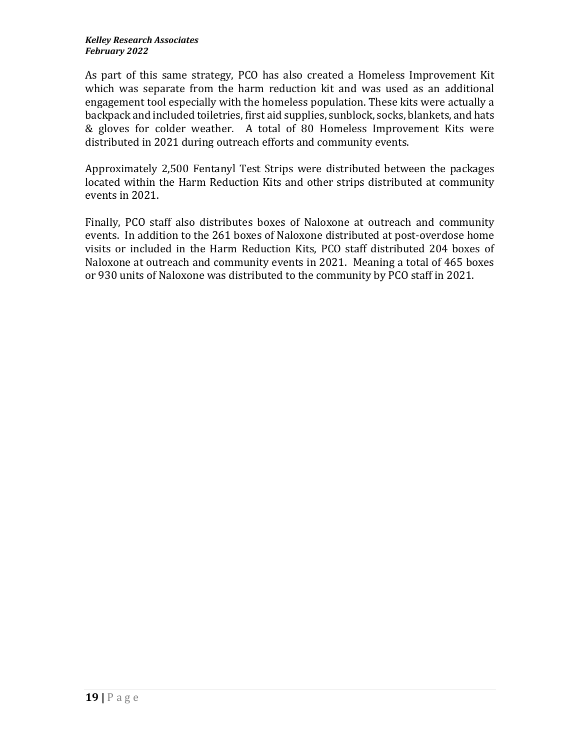As part of this same strategy, PCO has also created a Homeless Improvement Kit which was separate from the harm reduction kit and was used as an additional engagement tool especially with the homeless population. These kits were actually a backpack and included toiletries, first aid supplies, sunblock, socks, blankets, and hats & gloves for colder weather. A total of 80 Homeless Improvement Kits were distributed in 2021 during outreach efforts and community events.

Approximately 2,500 Fentanyl Test Strips were distributed between the packages located within the Harm Reduction Kits and other strips distributed at community events in 2021.

Finally, PCO staff also distributes boxes of Naloxone at outreach and community events. In addition to the 261 boxes of Naloxone distributed at post-overdose home visits or included in the Harm Reduction Kits, PCO staff distributed 204 boxes of Naloxone at outreach and community events in 2021. Meaning a total of 465 boxes or 930 units of Naloxone was distributed to the community by PCO staff in 2021.